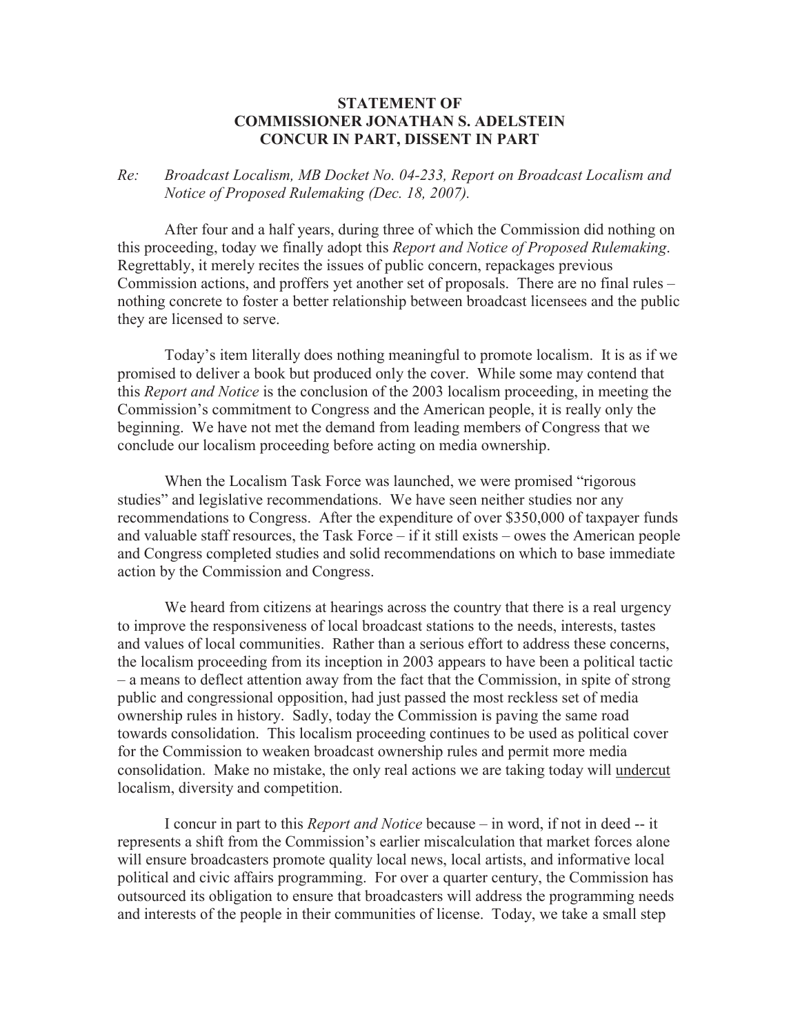**STATEMENT OF**
**COMMISSIONER JONATHAN S. ADELSTEIN**
**CONCUR IN PART, DISSENT IN PART**

*Re: Broadcast Localism, MB Docket No. 04-233, Report on Broadcast Localism and Notice of Proposed Rulemaking (Dec. 18, 2007).*

After four and a half years, during three of which the Commission did nothing on this proceeding, today we finally adopt this *Report and Notice of Proposed Rulemaking*. Regrettably, it merely recites the issues of public concern, repackages previous Commission actions, and proffers yet another set of proposals. There are no final rules – nothing concrete to foster a better relationship between broadcast licensees and the public they are licensed to serve.

Today's item literally does nothing meaningful to promote localism. It is as if we promised to deliver a book but produced only the cover. While some may contend that this *Report and Notice* is the conclusion of the 2003 localism proceeding, in meeting the Commission's commitment to Congress and the American people, it is really only the beginning. We have not met the demand from leading members of Congress that we conclude our localism proceeding before acting on media ownership.

When the Localism Task Force was launched, we were promised "rigorous studies" and legislative recommendations. We have seen neither studies nor any recommendations to Congress. After the expenditure of over $350,000 of taxpayer funds and valuable staff resources, the Task Force – if it still exists – owes the American people and Congress completed studies and solid recommendations on which to base immediate action by the Commission and Congress.

We heard from citizens at hearings across the country that there is a real urgency to improve the responsiveness of local broadcast stations to the needs, interests, tastes and values of local communities. Rather than a serious effort to address these concerns, the localism proceeding from its inception in 2003 appears to have been a political tactic – a means to deflect attention away from the fact that the Commission, in spite of strong public and congressional opposition, had just passed the most reckless set of media ownership rules in history. Sadly, today the Commission is paving the same road towards consolidation. This localism proceeding continues to be used as political cover for the Commission to weaken broadcast ownership rules and permit more media consolidation. Make no mistake, the only real actions we are taking today will <u>undercut</u> localism, diversity and competition.

I concur in part to this *Report and Notice* because – in word, if not in deed -- it represents a shift from the Commission's earlier miscalculation that market forces alone will ensure broadcasters promote quality local news, local artists, and informative local political and civic affairs programming. For over a quarter century, the Commission has outsourced its obligation to ensure that broadcasters will address the programming needs and interests of the people in their communities of license. Today, we take a small step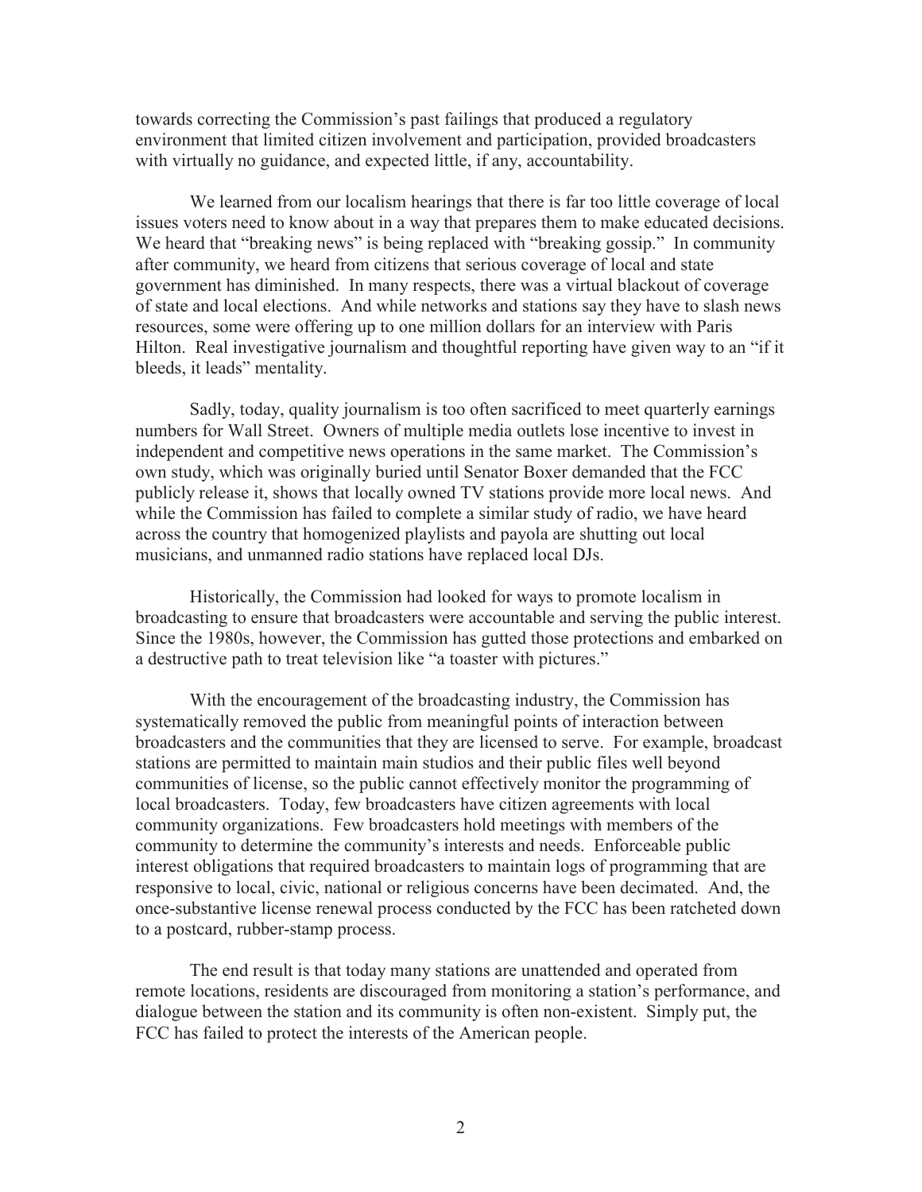towards correcting the Commission's past failings that produced a regulatory environment that limited citizen involvement and participation, provided broadcasters with virtually no guidance, and expected little, if any, accountability.

We learned from our localism hearings that there is far too little coverage of local issues voters need to know about in a way that prepares them to make educated decisions. We heard that "breaking news" is being replaced with "breaking gossip." In community after community, we heard from citizens that serious coverage of local and state government has diminished. In many respects, there was a virtual blackout of coverage of state and local elections. And while networks and stations say they have to slash news resources, some were offering up to one million dollars for an interview with Paris Hilton. Real investigative journalism and thoughtful reporting have given way to an "if it bleeds, it leads" mentality.

Sadly, today, quality journalism is too often sacrificed to meet quarterly earnings numbers for Wall Street. Owners of multiple media outlets lose incentive to invest in independent and competitive news operations in the same market. The Commission's own study, which was originally buried until Senator Boxer demanded that the FCC publicly release it, shows that locally owned TV stations provide more local news. And while the Commission has failed to complete a similar study of radio, we have heard across the country that homogenized playlists and payola are shutting out local musicians, and unmanned radio stations have replaced local DJs.

Historically, the Commission had looked for ways to promote localism in broadcasting to ensure that broadcasters were accountable and serving the public interest. Since the 1980s, however, the Commission has gutted those protections and embarked on a destructive path to treat television like "a toaster with pictures."

With the encouragement of the broadcasting industry, the Commission has systematically removed the public from meaningful points of interaction between broadcasters and the communities that they are licensed to serve. For example, broadcast stations are permitted to maintain main studios and their public files well beyond communities of license, so the public cannot effectively monitor the programming of local broadcasters. Today, few broadcasters have citizen agreements with local community organizations. Few broadcasters hold meetings with members of the community to determine the community's interests and needs. Enforceable public interest obligations that required broadcasters to maintain logs of programming that are responsive to local, civic, national or religious concerns have been decimated. And, the once-substantive license renewal process conducted by the FCC has been ratcheted down to a postcard, rubber-stamp process.

The end result is that today many stations are unattended and operated from remote locations, residents are discouraged from monitoring a station's performance, and dialogue between the station and its community is often non-existent. Simply put, the FCC has failed to protect the interests of the American people.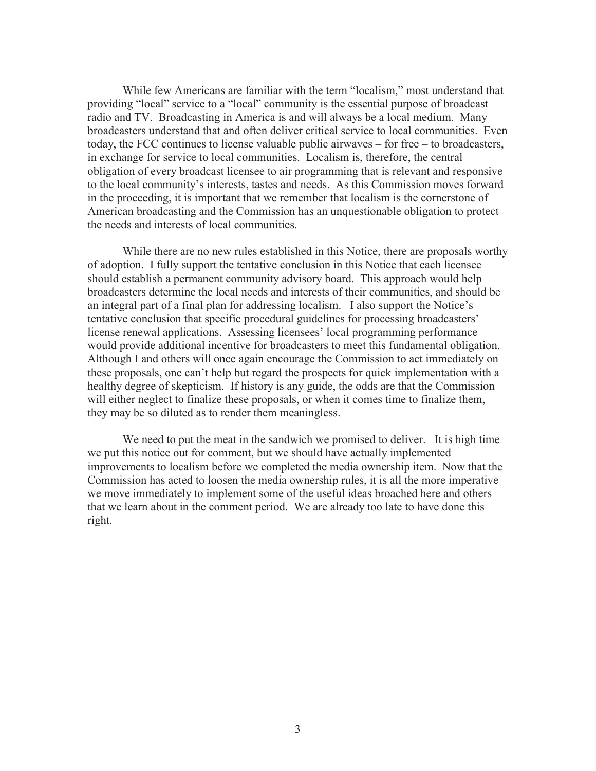While few Americans are familiar with the term "localism," most understand that providing "local" service to a "local" community is the essential purpose of broadcast radio and TV. Broadcasting in America is and will always be a local medium. Many broadcasters understand that and often deliver critical service to local communities. Even today, the FCC continues to license valuable public airwaves – for free – to broadcasters, in exchange for service to local communities. Localism is, therefore, the central obligation of every broadcast licensee to air programming that is relevant and responsive to the local community's interests, tastes and needs. As this Commission moves forward in the proceeding, it is important that we remember that localism is the cornerstone of American broadcasting and the Commission has an unquestionable obligation to protect the needs and interests of local communities.

While there are no new rules established in this Notice, there are proposals worthy of adoption. I fully support the tentative conclusion in this Notice that each licensee should establish a permanent community advisory board. This approach would help broadcasters determine the local needs and interests of their communities, and should be an integral part of a final plan for addressing localism. I also support the Notice's tentative conclusion that specific procedural guidelines for processing broadcasters' license renewal applications. Assessing licensees' local programming performance would provide additional incentive for broadcasters to meet this fundamental obligation. Although I and others will once again encourage the Commission to act immediately on these proposals, one can't help but regard the prospects for quick implementation with a healthy degree of skepticism. If history is any guide, the odds are that the Commission will either neglect to finalize these proposals, or when it comes time to finalize them, they may be so diluted as to render them meaningless.

We need to put the meat in the sandwich we promised to deliver. It is high time we put this notice out for comment, but we should have actually implemented improvements to localism before we completed the media ownership item. Now that the Commission has acted to loosen the media ownership rules, it is all the more imperative we move immediately to implement some of the useful ideas broached here and others that we learn about in the comment period. We are already too late to have done this right.